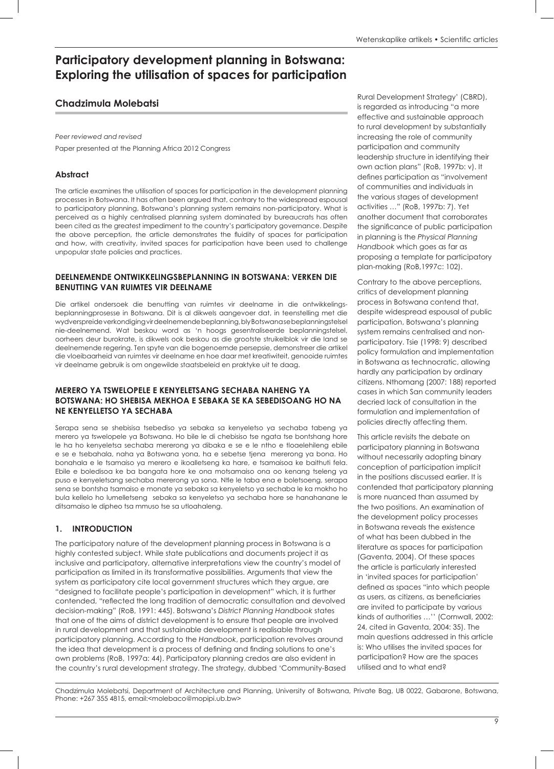# Participatory development planning in Botswana: Exploring the utilisation of spaces for participation

## Chadzimula Molebatsi

*Peer reviewed and revised*

Paper presented at the Planning Africa 2012 Congress

### Abstract

The article examines the utilisation of spaces for participation in the development planning processes in Botswana. It has often been argued that, contrary to the widespread espousal to participatory planning, Botswana's planning system remains non-participatory. What is perceived as a highly centralised planning system dominated by bureaucrats has often been cited as the greatest impediment to the country's participatory governance. Despite the above perception, the article demonstrates the fluidity of spaces for participation and how, with creativity, invited spaces for participation have been used to challenge unpopular state policies and practices.

### DEELNEMENDE ONTWIKKELINGSBEPLANNING IN BOTSWANA: VERKEN DIE BENUTTING VAN RUIMTES VIR DEELNAME

Die artikel ondersoek die benutting van ruimtes vir deelname in die ontwikkelingsbeplanningprosesse in Botswana. Dit is al dikwels aangevoer dat, in teenstelling met die wydverspreide verkondiging vir deelnemende beplanning, bly Botswana se beplanningstelsel nie-deelnemend. Wat beskou word as 'n hoogs gesentraliseerde beplanningstelsel, oorheers deur burokrate, is dikwels ook beskou as die grootste struikelblok vir die land se deelnemende regering. Ten spyte van die bogenoemde persepsie, demonstreer die artikel die vloeibaarheid van ruimtes vir deelname en hoe daar met kreatiwiteit, genooide ruimtes vir deelname gebruik is om ongewilde staatsbeleid en praktyke uit te daag.

### MERERO YA TSWELOPELE E KENYELETSANG SECHABA NAHENG YA BOTSWANA: HO SHEBISA MEKHOA E SEBAKA SE KA SEBEDISOANG HO NA NE KENYELLETSO YA SECHABA

Serapa sena se shebisisa tsebediso ya sebaka sa kenyeletso ya sechaba tabeng ya merero ya tswelopele ya Botswana. Ho bile le di chebiso tse ngata tse bontshang hore le ha ho kenyeletsa sechaba mererong ya dibaka e se e le ntho e tloaelehileng ebile e se e tsebahala, naha ya Botswana yona, ha e sebetse tjena mererong ya bona. Ho bonahala e le tsamaiso ya merero e ikoalletseng ka hare, e tsamaisoa ke baithuti fela. Ebile e boledisoa ke ba bangata hore ke ona motsamaiso ona oo kenang tseleng ya puso e kenyeletsang sechaba mererong ya sona. Ntle le taba ena e boletsoeng, serapa sena se bontsha tsamaiso e monate ya sebaka sa kenyeletso ya sechaba le ka mokho ho bula kellelo ho lumelletseng sebaka sa kenyeletso ya sechaba hore se hanahanane le ditsamaiso le dipheo tsa mmuso tse sa utloahaleng.

## 1. INTRODUCTION

The participatory nature of the development planning process in Botswana is a highly contested subject. While state publications and documents project it as inclusive and participatory, alternative interpretations view the country's model of participation as limited in its transformative possibilities. Arguments that view the system as participatory cite local government structures which they argue, are "designed to facilitate people's participation in development" which, it is further contended, "reflected the long tradition of democratic consultation and devolved decision-making" (RoB, 1991: 445). Botswana's *District Planning Handbook* states that one of the aims of district development is to ensure that people are involved in rural development and that sustainable development is realisable through participatory planning. According to the *Handbook*, participation revolves around the idea that development is a process of defining and finding solutions to one's own problems (RoB, 1997a: 44). Participatory planning credos are also evident in the country's rural development strategy. The strategy, dubbed 'Community-Based Rural Development Strategy' (CBRD), is regarded as introducing "a more effective and sustainable approach to rural development by substantially increasing the role of community participation and community leadership structure in identifying their own action plans" (RoB, 1997b: v). It defines participation as "involvement of communities and individuals in the various stages of development activities …" (RoB, 1997b: 7). Yet another document that corroborates the significance of public participation in planning is the *Physical Planning Handbook* which goes as far as proposing a template for participatory plan-making (RoB,1997c: 102).

Contrary to the above perceptions, critics of development planning process in Botswana contend that, despite widespread espousal of public participation, Botswana's planning system remains centralised and non-participatory. Tsie (1998: 9) described policy formulation and implementation in Botswana as technocratic, allowing hardly any participation by ordinary citizens. Nthomang (2007: 188) reported cases in which San community leaders decried lack of consultation in the formulation and implementation of policies directly affecting them.

This article revisits the debate on participatory planning in Botswana without necessarily adopting binary conception of participation implicit in the positions discussed earlier. It is contended that participatory planning is more nuanced than assumed by the two positions. An examination of the development policy processes in Botswana reveals the existence of what has been dubbed in the literature as spaces for participation (Gaventa, 2004). Of these spaces the article is particularly interested in 'invited spaces for participation' defined as spaces "into which people as users, as citizens, as beneficiaries are invited to participate by various kinds of authorities …'' (Cornwall, 2002: 24, cited in Gaventa, 2004: 35). The main questions addressed in this article is: Who utilises the invited spaces for participation? How are the spaces utilised and to what end?

Chadzimula Molebatsi, Department of Architecture and Planning, University of Botswana, Private Bag, UB 0022, Gabarone, Botswana, Phone: +267 355 4815, email:<molebaco@mopipi.ub.bw>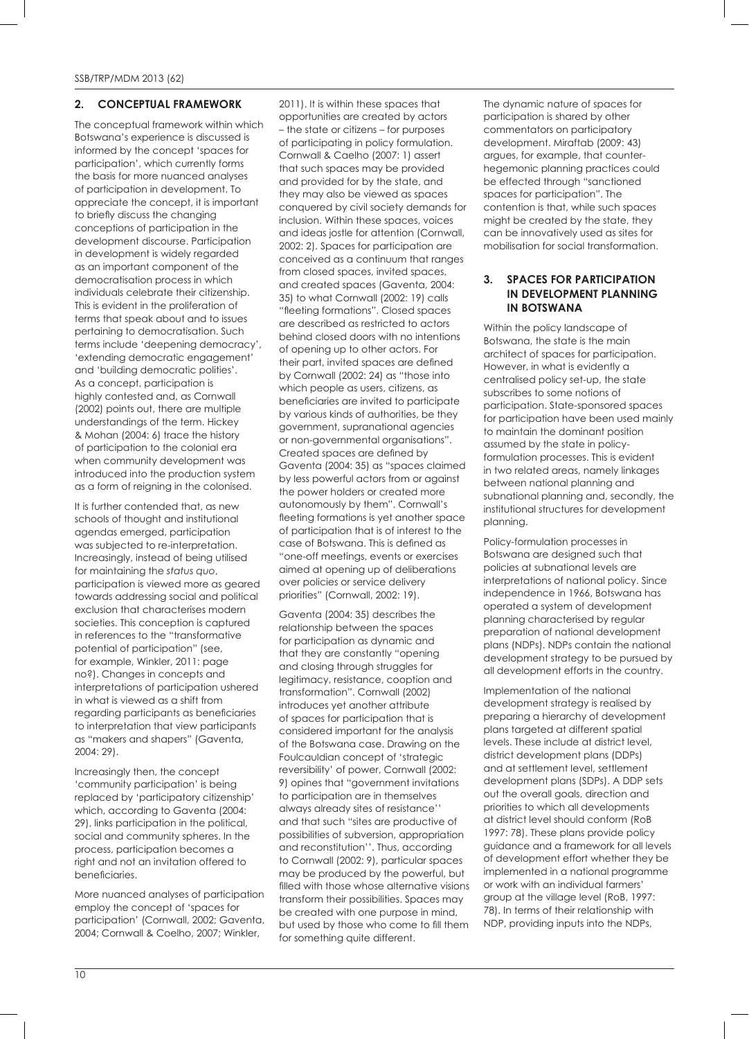## 2. CONCEPTUAL FRAMEWORK

The conceptual framework within which Botswana's experience is discussed is informed by the concept 'spaces for participation', which currently forms the basis for more nuanced analyses of participation in development. To appreciate the concept, it is important to briefly discuss the changing conceptions of participation in the development discourse. Participation in development is widely regarded as an important component of the democratisation process in which individuals celebrate their citizenship. This is evident in the proliferation of terms that speak about and to issues pertaining to democratisation. Such terms include 'deepening democracy', 'extending democratic engagement' and 'building democratic polities'. As a concept, participation is highly contested and, as Cornwall (2002) points out, there are multiple understandings of the term. Hickey & Mohan (2004: 6) trace the history of participation to the colonial era when community development was introduced into the production system as a form of reigning in the colonised.

It is further contended that, as new schools of thought and institutional agendas emerged, participation was subjected to re-interpretation. Increasingly, instead of being utilised for maintaining the *status quo*, participation is viewed more as geared towards addressing social and political exclusion that characterises modern societies. This conception is captured in references to the "transformative potential of participation" (see, for example, Winkler, 2011: page no?). Changes in concepts and interpretations of participation ushered in what is viewed as a shift from regarding participants as beneficiaries to interpretation that view participants as "makers and shapers" (Gaventa, 2004: 29).

Increasingly then, the concept 'community participation' is being replaced by 'participatory citizenship' which, according to Gaventa (2004: 29), links participation in the political, social and community spheres. In the process, participation becomes a right and not an invitation offered to beneficiaries.

More nuanced analyses of participation employ the concept of 'spaces for participation' (Cornwall, 2002; Gaventa, 2004; Cornwall & Coelho, 2007; Winkler, 2011). It is within these spaces that opportunities are created by actors – the state or citizens – for purposes of participating in policy formulation. Cornwall & Caelho (2007: 1) assert that such spaces may be provided and provided for by the state, and they may also be viewed as spaces conquered by civil society demands for inclusion. Within these spaces, voices and ideas jostle for attention (Cornwall, 2002: 2). Spaces for participation are conceived as a continuum that ranges from closed spaces, invited spaces, and created spaces (Gaventa, 2004: 35) to what Cornwall (2002: 19) calls "fleeting formations". Closed spaces are described as restricted to actors behind closed doors with no intentions of opening up to other actors. For their part, invited spaces are defined by Cornwall (2002: 24) as "those into which people as users, citizens, as beneficiaries are invited to participate by various kinds of authorities, be they government, supranational agencies or non-governmental organisations". Created spaces are defined by Gaventa (2004: 35) as "spaces claimed by less powerful actors from or against the power holders or created more autonomously by them". Cornwall's fleeting formations is yet another space of participation that is of interest to the case of Botswana. This is defined as "one-off meetings, events or exercises aimed at opening up of deliberations over policies or service delivery priorities" (Cornwall, 2002: 19).

Gaventa (2004: 35) describes the relationship between the spaces for participation as dynamic and that they are constantly "opening and closing through struggles for legitimacy, resistance, cooption and transformation". Cornwall (2002) introduces yet another attribute of spaces for participation that is considered important for the analysis of the Botswana case. Drawing on the Foucauldian concept of 'strategic reversibility' of power, Cornwall (2002: 9) opines that "government invitations to participation are in themselves always already sites of resistance'' and that such "sites are productive of possibilities of subversion, appropriation and reconstitution''. Thus, according to Cornwall (2002: 9), particular spaces may be produced by the powerful, but filled with those whose alternative visions transform their possibilities. Spaces may be created with one purpose in mind, but used by those who come to fill them for something quite different.

The dynamic nature of spaces for participation is shared by other commentators on participatory development. Miraftab (2009: 43) argues, for example, that counter-hegemonic planning practices could be effected through "sanctioned spaces for participation". The contention is that, while such spaces might be created by the state, they can be innovatively used as sites for mobilisation for social transformation.

## 3. SPACES FOR PARTICIPATION IN DEVELOPMENT PLANNING IN BOTSWANA

Within the policy landscape of Botswana, the state is the main architect of spaces for participation. However, in what is evidently a centralised policy set-up, the state subscribes to some notions of participation. State-sponsored spaces for participation have been used mainly to maintain the dominant position assumed by the state in policy-formulation processes. This is evident in two related areas, namely linkages between national planning and subnational planning and, secondly, the institutional structures for development planning.

Policy-formulation processes in Botswana are designed such that policies at subnational levels are interpretations of national policy. Since independence in 1966, Botswana has operated a system of development planning characterised by regular preparation of national development plans (NDPs). NDPs contain the national development strategy to be pursued by all development efforts in the country.

Implementation of the national development strategy is realised by preparing a hierarchy of development plans targeted at different spatial levels. These include at district level, district development plans (DDPs) and at settlement level, settlement development plans (SDPs). A DDP sets out the overall goals, direction and priorities to which all developments at district level should conform (RoB 1997: 78). These plans provide policy guidance and a framework for all levels of development effort whether they be implemented in a national programme or work with an individual farmers' group at the village level (RoB, 1997: 78). In terms of their relationship with NDP, providing inputs into the NDPs,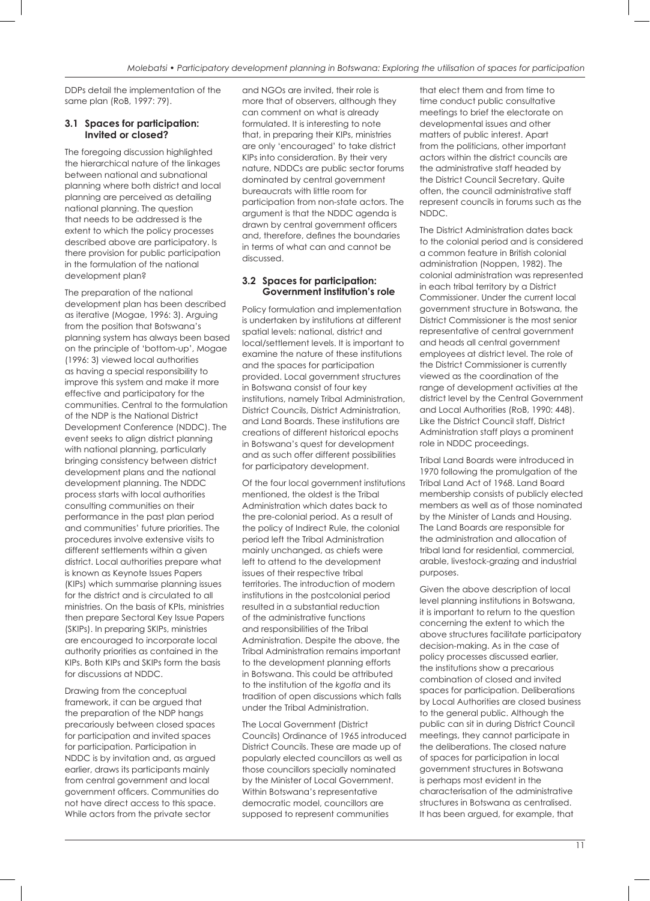DDPs detail the implementation of the same plan (RoB, 1997: 79).

### 3.1 Spaces for participation: Invited or closed?

The foregoing discussion highlighted the hierarchical nature of the linkages between national and subnational planning where both district and local planning are perceived as detailing national planning. The question that needs to be addressed is the extent to which the policy processes described above are participatory. Is there provision for public participation in the formulation of the national development plan?

The preparation of the national development plan has been described as iterative (Mogae, 1996: 3). Arguing from the position that Botswana's planning system has always been based on the principle of 'bottom-up', Mogae (1996: 3) viewed local authorities as having a special responsibility to improve this system and make it more effective and participatory for the communities. Central to the formulation of the NDP is the National District Development Conference (NDDC). The event seeks to align district planning with national planning, particularly bringing consistency between district development plans and the national development planning. The NDDC process starts with local authorities consulting communities on their performance in the past plan period and communities' future priorities. The procedures involve extensive visits to different settlements within a given district. Local authorities prepare what is known as Keynote Issues Papers (KIPs) which summarise planning issues for the district and is circulated to all ministries. On the basis of KPIs, ministries then prepare Sectoral Key Issue Papers (SKIPs). In preparing SKIPs, ministries are encouraged to incorporate local authority priorities as contained in the KIPs. Both KIPs and SKIPs form the basis for discussions at NDDC.

Drawing from the conceptual framework, it can be argued that the preparation of the NDP hangs precariously between closed spaces for participation and invited spaces for participation. Participation in NDDC is by invitation and, as argued earlier, draws its participants mainly from central government and local government officers. Communities do not have direct access to this space. While actors from the private sector and NGOs are invited, their role is more that of observers, although they can comment on what is already formulated. It is interesting to note that, in preparing their KIPs, ministries are only 'encouraged' to take district KIPs into consideration. By their very nature, NDDCs are public sector forums dominated by central government bureaucrats with little room for participation from non-state actors. The argument is that the NDDC agenda is drawn by central government officers and, therefore, defines the boundaries in terms of what can and cannot be discussed.

### 3.2 Spaces for participation: Government institution's role

Policy formulation and implementation is undertaken by institutions at different spatial levels: national, district and local/settlement levels. It is important to examine the nature of these institutions and the spaces for participation provided. Local government structures in Botswana consist of four key institutions, namely Tribal Administration, District Councils, District Administration, and Land Boards. These institutions are creations of different historical epochs in Botswana's quest for development and as such offer different possibilities for participatory development.

Of the four local government institutions mentioned, the oldest is the Tribal Administration which dates back to the pre-colonial period. As a result of the policy of Indirect Rule, the colonial period left the Tribal Administration mainly unchanged, as chiefs were left to attend to the development issues of their respective tribal territories. The introduction of modern institutions in the postcolonial period resulted in a substantial reduction of the administrative functions and responsibilities of the Tribal Administration. Despite the above, the Tribal Administration remains important to the development planning efforts in Botswana. This could be attributed to the institution of the *kgotla* and its tradition of open discussions which falls under the Tribal Administration.

The Local Government (District Councils) Ordinance of 1965 introduced District Councils. These are made up of popularly elected councillors as well as those councillors specially nominated by the Minister of Local Government. Within Botswana's representative democratic model, councillors are supposed to represent communities that elect them and from time to time conduct public consultative meetings to brief the electorate on developmental issues and other matters of public interest. Apart from the politicians, other important actors within the district councils are the administrative staff headed by the District Council Secretary. Quite often, the council administrative staff represent councils in forums such as the NDDC.

The District Administration dates back to the colonial period and is considered a common feature in British colonial administration (Noppen, 1982). The colonial administration was represented in each tribal territory by a District Commissioner. Under the current local government structure in Botswana, the District Commissioner is the most senior representative of central government and heads all central government employees at district level. The role of the District Commissioner is currently viewed as the coordination of the range of development activities at the district level by the Central Government and Local Authorities (RoB, 1990: 448). Like the District Council staff, District Administration staff plays a prominent role in NDDC proceedings.

Tribal Land Boards were introduced in 1970 following the promulgation of the Tribal Land Act of 1968. Land Board membership consists of publicly elected members as well as of those nominated by the Minister of Lands and Housing. The Land Boards are responsible for the administration and allocation of tribal land for residential, commercial, arable, livestock-grazing and industrial purposes.

Given the above description of local level planning institutions in Botswana, it is important to return to the question concerning the extent to which the above structures facilitate participatory decision-making. As in the case of policy processes discussed earlier, the institutions show a precarious combination of closed and invited spaces for participation. Deliberations by Local Authorities are closed business to the general public. Although the public can sit in during District Council meetings, they cannot participate in the deliberations. The closed nature of spaces for participation in local government structures in Botswana is perhaps most evident in the characterisation of the administrative structures in Botswana as centralised. It has been argued, for example, that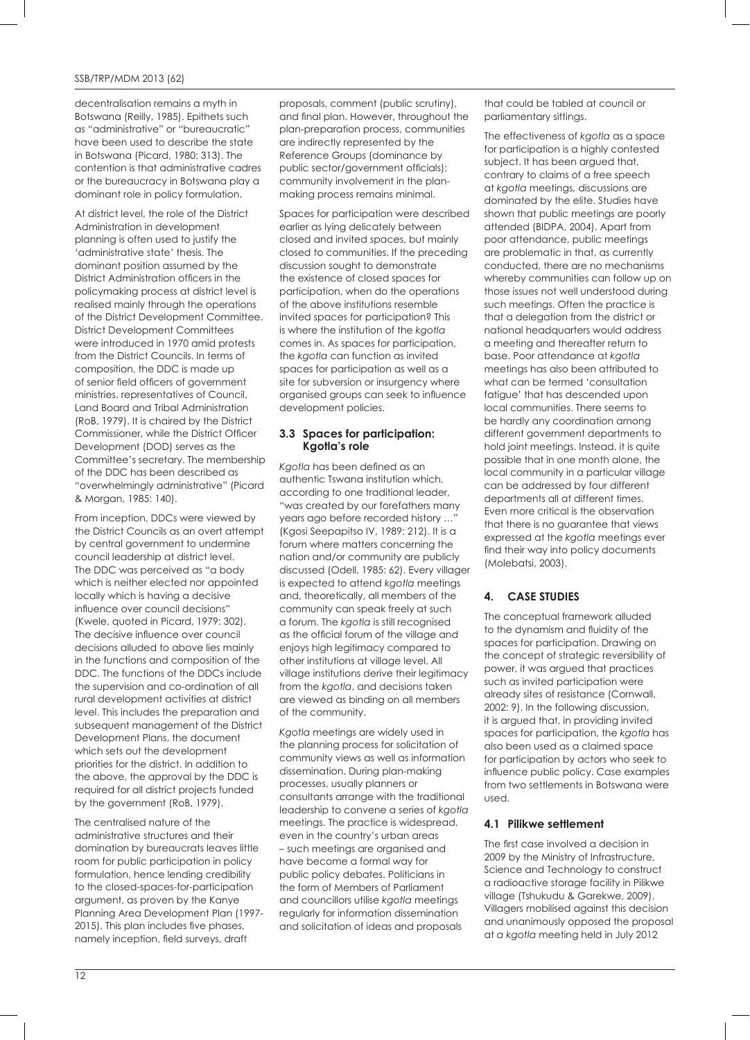decentralisation remains a myth in Botswana (Reilly, 1985). Epithets such as "administrative" or "bureaucratic" have been used to describe the state in Botswana (Picard, 1980: 313). The contention is that administrative cadres or the bureaucracy in Botswana play a dominant role in policy formulation.

At district level, the role of the District Administration in development planning is often used to justify the 'administrative state' thesis. The dominant position assumed by the District Administration officers in the policymaking process at district level is realised mainly through the operations of the District Development Committee. District Development Committees were introduced in 1970 amid protests from the District Councils. In terms of composition, the DDC is made up of senior field officers of government ministries, representatives of Council, Land Board and Tribal Administration (RoB, 1979). It is chaired by the District Commissioner, while the District Officer Development (DOD) serves as the Committee's secretary. The membership of the DDC has been described as "overwhelmingly administrative" (Picard & Morgan, 1985: 140).

From inception, DDCs were viewed by the District Councils as an overt attempt by central government to undermine council leadership at district level. The DDC was perceived as "a body which is neither elected nor appointed locally which is having a decisive influence over council decisions" (Kwele, quoted in Picard, 1979: 302). The decisive influence over council decisions alluded to above lies mainly in the functions and composition of the DDC. The functions of the DDCs include the supervision and co-ordination of all rural development activities at district level. This includes the preparation and subsequent management of the District Development Plans, the document which sets out the development priorities for the district. In addition to the above, the approval by the DDC is required for all district projects funded by the government (RoB, 1979).

The centralised nature of the administrative structures and their domination by bureaucrats leaves little room for public participation in policy formulation, hence lending credibility to the closed-spaces-for-participation argument, as proven by the Kanye Planning Area Development Plan (1997-2015). This plan includes five phases, namely inception, field surveys, draft proposals, comment (public scrutiny), and final plan. However, throughout the plan-preparation process, communities are indirectly represented by the Reference Groups (dominance by public sector/government officials); community involvement in the plan-making process remains minimal.

Spaces for participation were described earlier as lying delicately between closed and invited spaces, but mainly closed to communities. If the preceding discussion sought to demonstrate the existence of closed spaces for participation, when do the operations of the above institutions resemble invited spaces for participation? This is where the institution of the *kgotla* comes in. As spaces for participation, the *kgotla* can function as invited spaces for participation as well as a site for subversion or insurgency where organised groups can seek to influence development policies.

### 3.3 Spaces for participation: Kgotla's role

*Kgotla* has been defined as an authentic Tswana institution which, according to one traditional leader, "was created by our forefathers many years ago before recorded history …" (Kgosi Seepapitso IV, 1989: 212). It is a forum where matters concerning the nation and/or community are publicly discussed (Odell, 1985: 62). Every villager is expected to attend *kgotla* meetings and, theoretically, all members of the community can speak freely at such a forum. The *kgotla* is still recognised as the official forum of the village and enjoys high legitimacy compared to other institutions at village level. All village institutions derive their legitimacy from the *kgotla*, and decisions taken are viewed as binding on all members of the community.

*Kgotla* meetings are widely used in the planning process for solicitation of community views as well as information dissemination. During plan-making processes, usually planners or consultants arrange with the traditional leadership to convene a series of *kgotla* meetings. The practice is widespread, even in the country's urban areas – such meetings are organised and have become a formal way for public policy debates. Politicians in the form of Members of Parliament and councillors utilise *kgotla* meetings regularly for information dissemination and solicitation of ideas and proposals that could be tabled at council or parliamentary sittings.

The effectiveness of *kgotla* as a space for participation is a highly contested subject. It has been argued that, contrary to claims of a free speech at *kgotla* meetings, discussions are dominated by the elite. Studies have shown that public meetings are poorly attended (BIDPA, 2004). Apart from poor attendance, public meetings are problematic in that, as currently conducted, there are no mechanisms whereby communities can follow up on those issues not well understood during such meetings. Often the practice is that a delegation from the district or national headquarters would address a meeting and thereafter return to base. Poor attendance at *kgotla* meetings has also been attributed to what can be termed 'consultation fatigue' that has descended upon local communities. There seems to be hardly any coordination among different government departments to hold joint meetings. Instead, it is quite possible that in one month alone, the local community in a particular village can be addressed by four different departments all at different times. Even more critical is the observation that there is no guarantee that views expressed at the *kgotla* meetings ever find their way into policy documents (Molebatsi, 2003).

## 4. CASE STUDIES

The conceptual framework alluded to the dynamism and fluidity of the spaces for participation. Drawing on the concept of strategic reversibility of power, it was argued that practices such as invited participation were already sites of resistance (Cornwall, 2002: 9). In the following discussion, it is argued that, in providing invited spaces for participation, the *kgotla* has also been used as a claimed space for participation by actors who seek to influence public policy. Case examples from two settlements in Botswana were used.

### 4.1 Pilikwe settlement

The first case involved a decision in 2009 by the Ministry of Infrastructure, Science and Technology to construct a radioactive storage facility in Pilikwe village (Tshukudu & Garekwe, 2009). Villagers mobilised against this decision and unanimously opposed the proposal at *a kgotla* meeting held in July 2012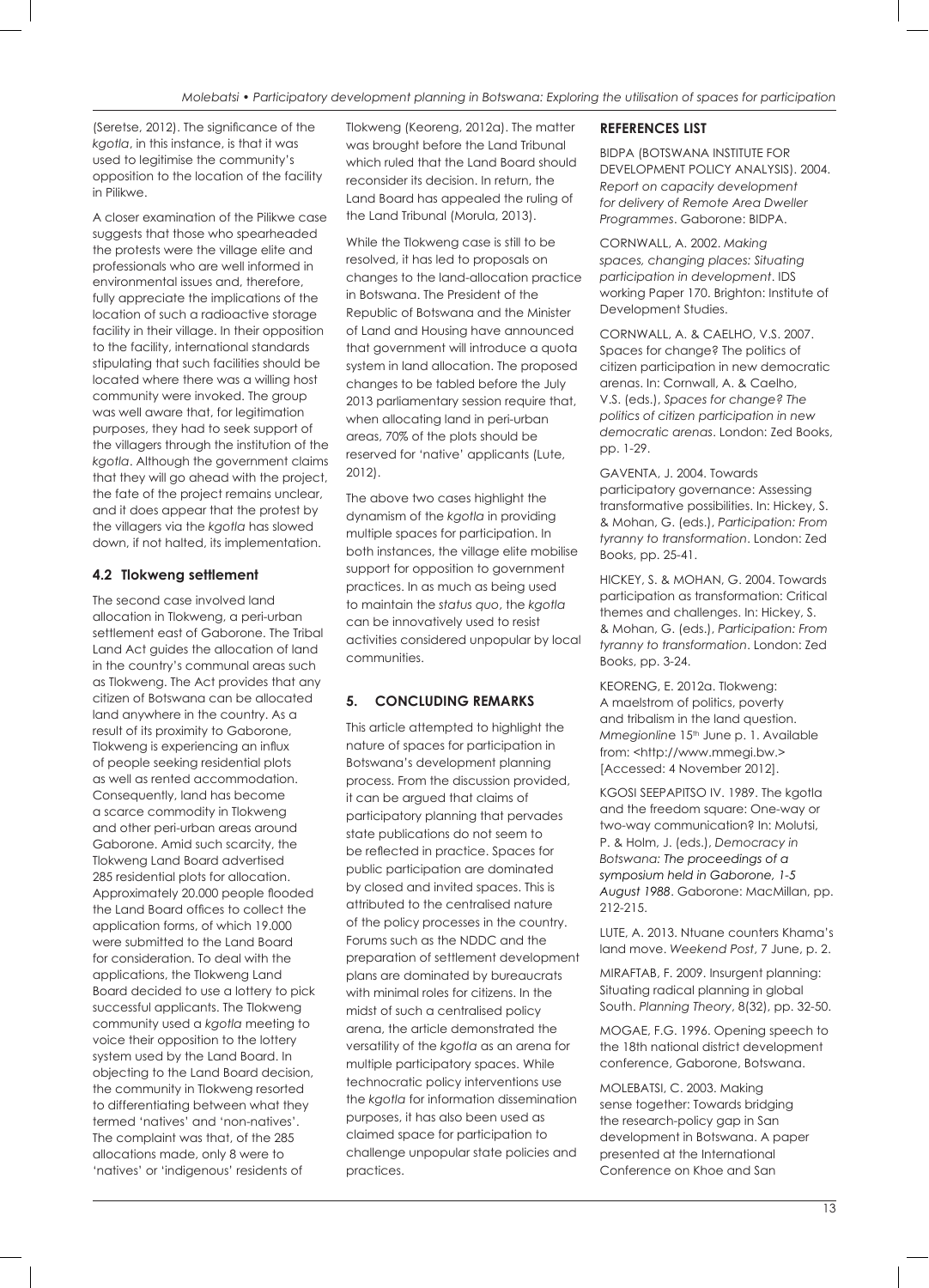(Seretse, 2012). The significance of the *kgotla*, in this instance, is that it was used to legitimise the community's opposition to the location of the facility in Pilikwe.

A closer examination of the Pilikwe case suggests that those who spearheaded the protests were the village elite and professionals who are well informed in environmental issues and, therefore, fully appreciate the implications of the location of such a radioactive storage facility in their village. In their opposition to the facility, international standards stipulating that such facilities should be located where there was a willing host community were invoked. The group was well aware that, for legitimation purposes, they had to seek support of the villagers through the institution of the *kgotla*. Although the government claims that they will go ahead with the project, the fate of the project remains unclear, and it does appear that the protest by the villagers via the *kgotla* has slowed down, if not halted, its implementation.

### 4.2 Tlokweng settlement

The second case involved land allocation in Tlokweng, a peri-urban settlement east of Gaborone. The Tribal Land Act guides the allocation of land in the country's communal areas such as Tlokweng. The Act provides that any citizen of Botswana can be allocated land anywhere in the country. As a result of its proximity to Gaborone, Tlokweng is experiencing an influx of people seeking residential plots as well as rented accommodation. Consequently, land has become a scarce commodity in Tlokweng and other peri-urban areas around Gaborone. Amid such scarcity, the Tlokweng Land Board advertised 285 residential plots for allocation. Approximately 20.000 people flooded the Land Board offices to collect the application forms, of which 19.000 were submitted to the Land Board for consideration. To deal with the applications, the Tlokweng Land Board decided to use a lottery to pick successful applicants. The Tlokweng community used a *kgotla* meeting to voice their opposition to the lottery system used by the Land Board. In objecting to the Land Board decision, the community in Tlokweng resorted to differentiating between what they termed 'natives' and 'non-natives'. The complaint was that, of the 285 allocations made, only 8 were to 'natives' or 'indigenous' residents of Tlokweng (Keoreng, 2012a). The matter was brought before the Land Tribunal which ruled that the Land Board should reconsider its decision. In return, the Land Board has appealed the ruling of the Land Tribunal (Morula, 2013).

While the Tlokweng case is still to be resolved, it has led to proposals on changes to the land-allocation practice in Botswana. The President of the Republic of Botswana and the Minister of Land and Housing have announced that government will introduce a quota system in land allocation. The proposed changes to be tabled before the July 2013 parliamentary session require that, when allocating land in peri-urban areas, 70% of the plots should be reserved for 'native' applicants (Lute, 2012).

The above two cases highlight the dynamism of the *kgotla* in providing multiple spaces for participation. In both instances, the village elite mobilise support for opposition to government practices. In as much as being used to maintain the *status quo*, the *kgotla* can be innovatively used to resist activities considered unpopular by local communities.

## 5. CONCLUDING REMARKS

This article attempted to highlight the nature of spaces for participation in Botswana's development planning process. From the discussion provided, it can be argued that claims of participatory planning that pervades state publications do not seem to be reflected in practice. Spaces for public participation are dominated by closed and invited spaces. This is attributed to the centralised nature of the policy processes in the country. Forums such as the NDDC and the preparation of settlement development plans are dominated by bureaucrats with minimal roles for citizens. In the midst of such a centralised policy arena, the article demonstrated the versatility of the *kgotla* as an arena for multiple participatory spaces. While technocratic policy interventions use the *kgotla* for information dissemination purposes, it has also been used as claimed space for participation to challenge unpopular state policies and practices.

## REFERENCES LIST

BIDPA (BOTSWANA INSTITUTE FOR DEVELOPMENT POLICY ANALYSIS). 2004. *Report on capacity development for delivery of Remote Area Dweller Programmes*. Gaborone: BIDPA.

CORNWALL, A. 2002. *Making spaces, changing places: Situating participation in development*. IDS working Paper 170. Brighton: Institute of Development Studies.

CORNWALL, A. & CAELHO, V.S. 2007. Spaces for change? The politics of citizen participation in new democratic arenas. In: Cornwall, A. & Caelho, V.S. (eds.), *Spaces for change? The politics of citizen participation in new democratic arenas*. London: Zed Books, pp. 1-29.

GAVENTA, J. 2004. Towards participatory governance: Assessing transformative possibilities. In: Hickey, S. & Mohan, G. (eds.), *Participation: From tyranny to transformation*. London: Zed Books, pp. 25-41.

HICKEY, S. & MOHAN, G. 2004. Towards participation as transformation: Critical themes and challenges. In: Hickey, S. & Mohan, G. (eds.), *Participation: From tyranny to transformation*. London: Zed Books, pp. 3-24.

KEORENG, E. 2012a. Tlokweng: A maelstrom of politics, poverty and tribalism in the land question. *Mmegionline* 15th June p. 1. Available from: <http://www.mmegi.bw.> [Accessed: 4 November 2012].

KGOSI SEEPAPITSO IV. 1989. The kgotla and the freedom square: One-way or two-way communication? In: Molutsi, P. & Holm, J. (eds.), *Democracy in Botswana: The proceedings of a symposium held in Gaborone, 1-5 August 1988*. Gaborone: MacMillan, pp. 212-215.

LUTE, A. 2013. Ntuane counters Khama's land move. *Weekend Post*, 7 June, p. 2.

MIRAFTAB, F. 2009. Insurgent planning: Situating radical planning in global South. *Planning Theory*, 8(32), pp. 32-50.

MOGAE, F.G. 1996. Opening speech to the 18th national district development conference, Gaborone, Botswana.

MOLEBATSI, C. 2003. Making sense together: Towards bridging the research-policy gap in San development in Botswana. A paper presented at the International Conference on Khoe and San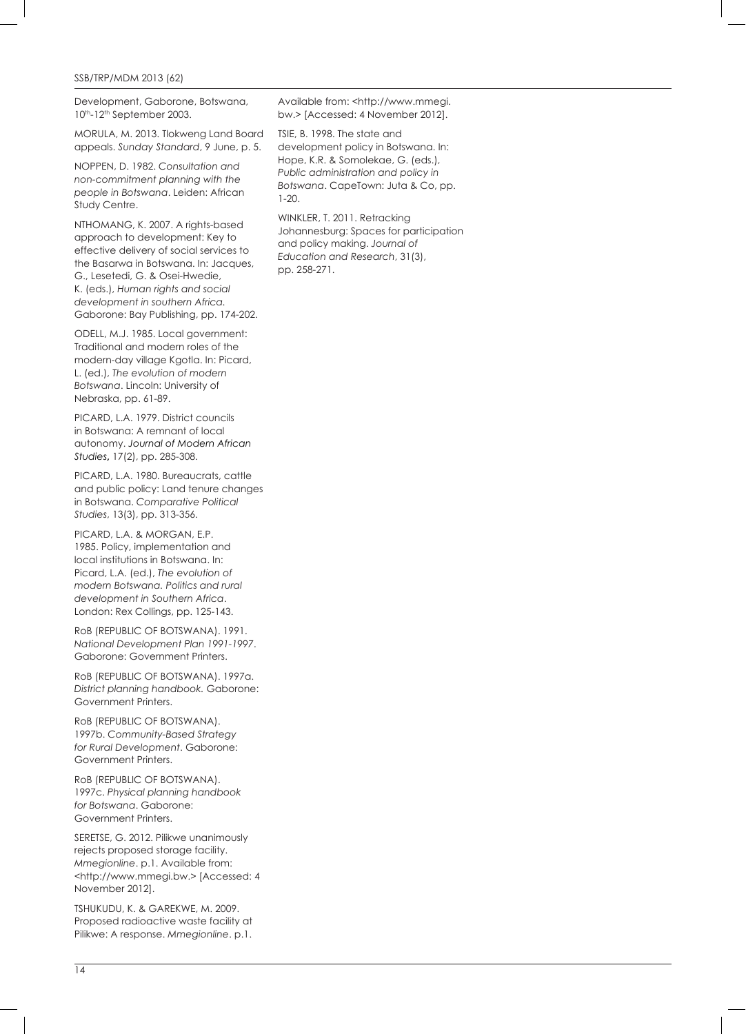Development, Gaborone, Botswana, 10th-12th September 2003.

MORULA, M. 2013. Tlokweng Land Board appeals. *Sunday Standard*, 9 June, p. 5.

NOPPEN, D. 1982. *Consultation and non-commitment planning with the people in Botswana*. Leiden: African Study Centre.

NTHOMANG, K. 2007. A rights-based approach to development: Key to effective delivery of social services to the Basarwa in Botswana. In: Jacques, G., Lesetedi, G. & Osei-Hwedie, K. (eds.), *Human rights and social development in southern Africa.* Gaborone: Bay Publishing, pp. 174-202.

ODELL, M.J. 1985. Local government: Traditional and modern roles of the modern-day village Kgotla. In: Picard, L. (ed.), *The evolution of modern Botswana*. Lincoln: University of Nebraska, pp. 61-89.

PICARD, L.A. 1979. District councils in Botswana: A remnant of local autonomy. *Journal of Modern African Studies***,** 17(2), pp. 285-308.

PICARD, L.A. 1980. Bureaucrats, cattle and public policy: Land tenure changes in Botswana. *Comparative Political Studies*, 13(3), pp. 313-356.

PICARD, L.A. & MORGAN, E.P. 1985. Policy, implementation and local institutions in Botswana. In: Picard, L.A. (ed.), *The evolution of modern Botswana. Politics and rural development in Southern Africa*. London: Rex Collings, pp. 125-143.

RoB (REPUBLIC OF BOTSWANA). 1991. *National Development Plan 1991-1997*. Gaborone: Government Printers.

RoB (REPUBLIC OF BOTSWANA). 1997a. *District planning handbook.* Gaborone: Government Printers.

RoB (REPUBLIC OF BOTSWANA). 1997b. *Community-Based Strategy for Rural Development*. Gaborone: Government Printers.

RoB (REPUBLIC OF BOTSWANA). 1997c. *Physical planning handbook for Botswana*. Gaborone: Government Printers.

SERETSE, G. 2012. Pilikwe unanimously rejects proposed storage facility. *Mmegionline*. p.1. Available from: <http://www.mmegi.bw.> [Accessed: 4 November 2012].

TSHUKUDU, K. & GAREKWE, M. 2009. Proposed radioactive waste facility at Pilikwe: A response. *Mmegionline*. p.1. Available from: <http://www.mmegi.bw.> [Accessed: 4 November 2012].

TSIE, B. 1998. The state and development policy in Botswana. In: Hope, K.R. & Somolekae, G. (eds.), *Public administration and policy in Botswana*. CapeTown: Juta & Co, pp. 1-20.

WINKLER, T. 2011. Retracking Johannesburg: Spaces for participation and policy making. *Journal of Education and Research*, 31(3), pp. 258-271.